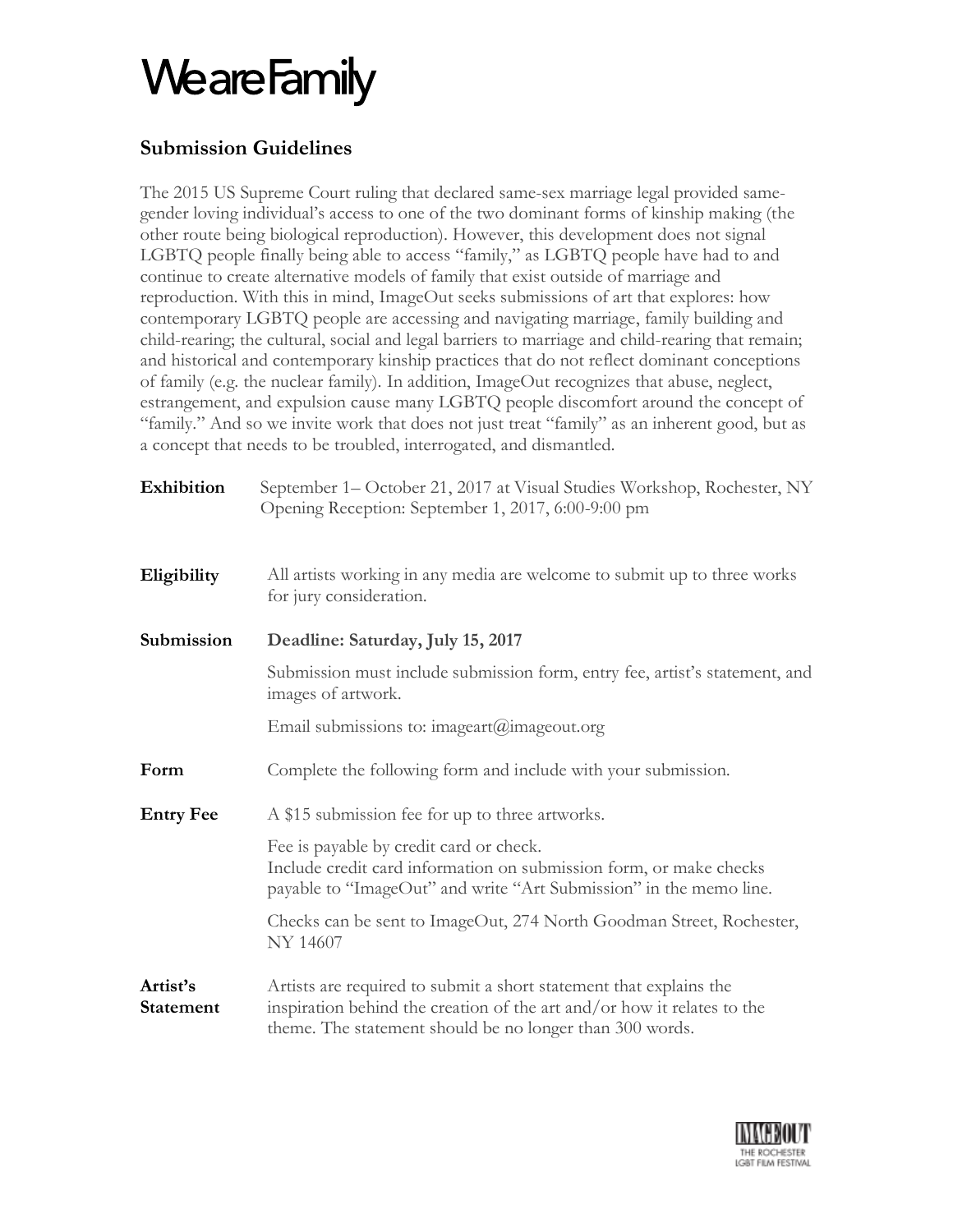# We are Family

## Submission Guidelines

The 2015 US Supreme Court ruling that declared same-sex marriage legal provided same-gender loving individual's access to one of the two dominant forms of kinship making (the other route being biological reproduction). However, this development does not signal LGBTQ people finally being able to access "family," as LGBTQ people have had to and continue to create alternative models of family that exist outside of marriage and reproduction. With this in mind, ImageOut seeks submissions of art that explores: how contemporary LGBTQ people are accessing and navigating marriage, family building and child-rearing; the cultural, social and legal barriers to marriage and child-rearing that remain; and historical and contemporary kinship practices that do not reflect dominant conceptions of family (e.g. the nuclear family). In addition, ImageOut recognizes that abuse, neglect, estrangement, and expulsion cause many LGBTQ people discomfort around the concept of "family." And so we invite work that does not just treat "family" as an inherent good, but as a concept that needs to be troubled, interrogated, and dismantled.

**Exhibition**
September 1– October 21, 2017 at Visual Studies Workshop, Rochester, NY
Opening Reception: September 1, 2017, 6:00-9:00 pm

**Eligibility**
All artists working in any media are welcome to submit up to three works for jury consideration.

**Submission**
**Deadline: Saturday, July 15, 2017**

Submission must include submission form, entry fee, artist's statement, and images of artwork.

Email submissions to: imageart@imageout.org

**Form**
Complete the following form and include with your submission.

**Entry Fee**
A $15 submission fee for up to three artworks.

Fee is payable by credit card or check.
Include credit card information on submission form, or make checks payable to "ImageOut" and write "Art Submission" in the memo line.

Checks can be sent to ImageOut, 274 North Goodman Street, Rochester, NY 14607

**Artist's Statement**
Artists are required to submit a short statement that explains the inspiration behind the creation of the art and/or how it relates to the theme. The statement should be no longer than 300 words.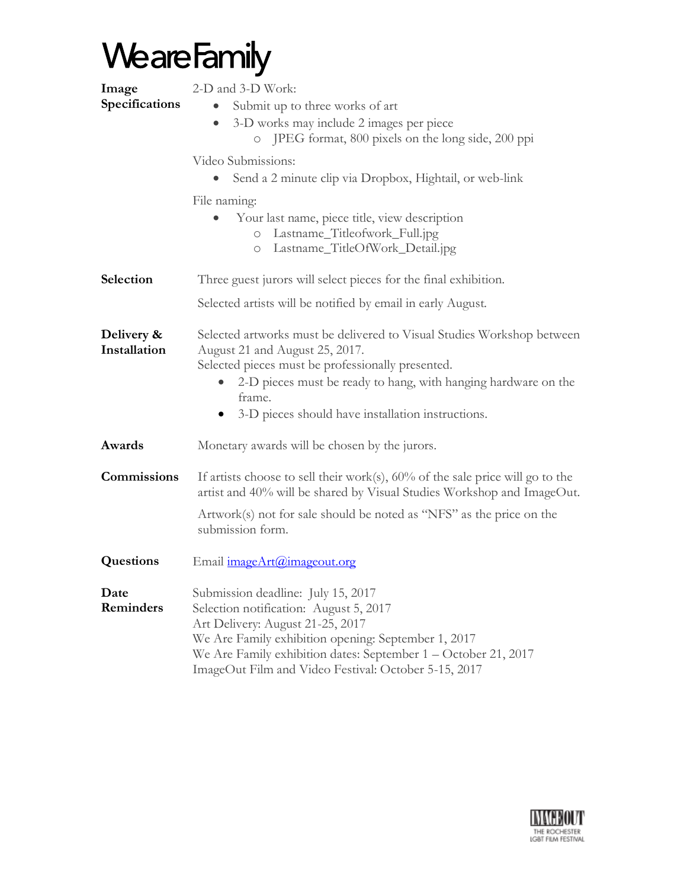# We are Family

**Image Specifications**

2-D and 3-D Work:

- Submit up to three works of art
- 3-D works may include 2 images per piece
  - JPEG format, 800 pixels on the long side, 200 ppi

Video Submissions:

- Send a 2 minute clip via Dropbox, Hightail, or web-link

File naming:

- Your last name, piece title, view description
  - Lastname_Titleofwork_Full.jpg
  - Lastname_TitleOfWork_Detail.jpg

**Selection**

Three guest jurors will select pieces for the final exhibition.

Selected artists will be notified by email in early August.

**Delivery & Installation**

Selected artworks must be delivered to Visual Studies Workshop between August 21 and August 25, 2017.
Selected pieces must be professionally presented.

- 2-D pieces must be ready to hang, with hanging hardware on the frame.
- 3-D pieces should have installation instructions.

**Awards**

Monetary awards will be chosen by the jurors.

**Commissions**

If artists choose to sell their work(s), 60% of the sale price will go to the artist and 40% will be shared by Visual Studies Workshop and ImageOut.

Artwork(s) not for sale should be noted as "NFS" as the price on the submission form.

**Questions**

Email imageArt@imageout.org

**Date Reminders**

Submission deadline: July 15, 2017
Selection notification: August 5, 2017
Art Delivery: August 21-25, 2017
We Are Family exhibition opening: September 1, 2017
We Are Family exhibition dates: September 1 – October 21, 2017
ImageOut Film and Video Festival: October 5-15, 2017

IMAGEOUT THE ROCHESTER LGBT FILM FESTIVAL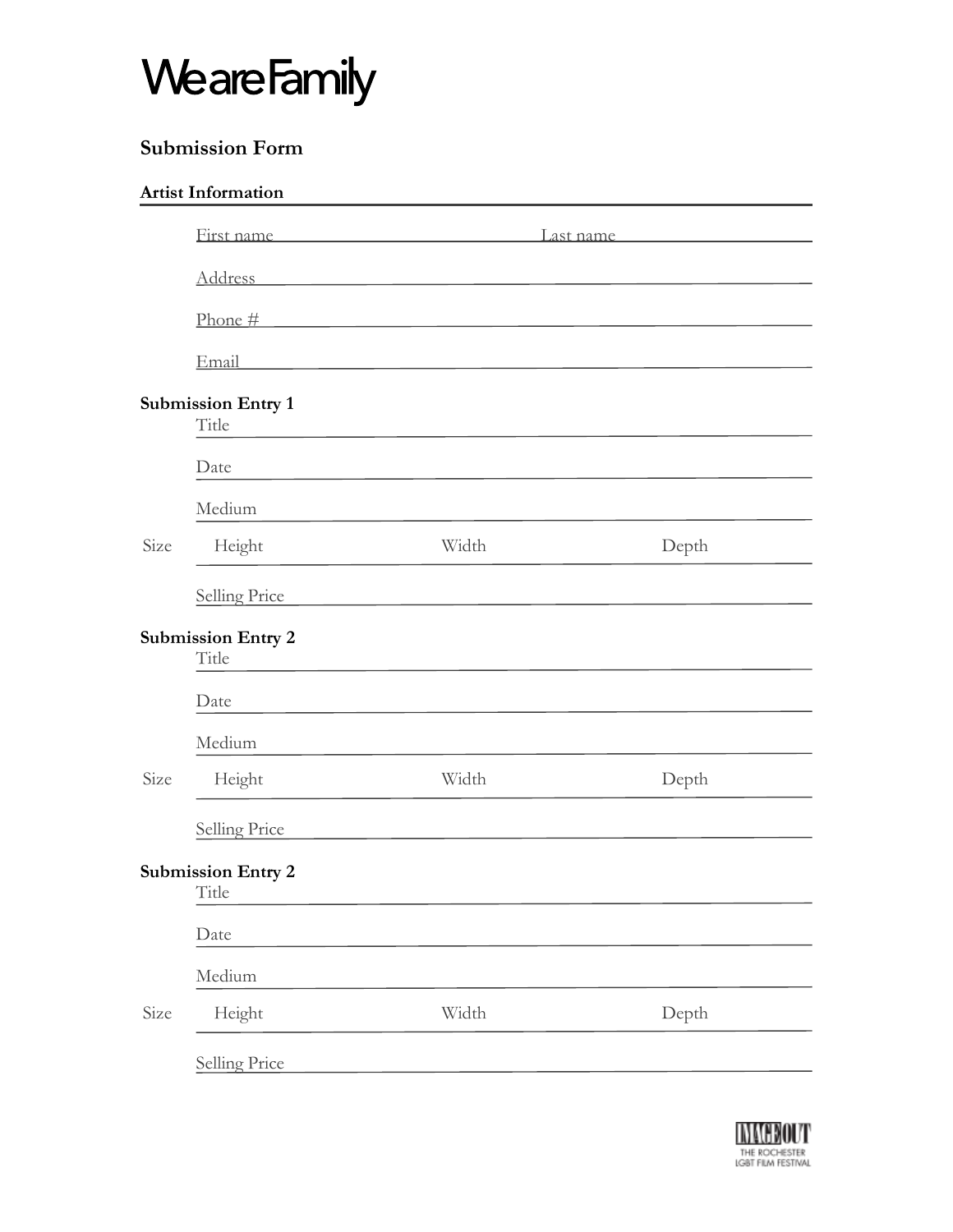# We are Family

## Submission Form

### Artist Information

First name ______________________ Last name ______________________

Address ______________________________________________

Phone # ______________________________________________

Email ______________________________________________

### Submission Entry 1

Title ______________________________________________

Date ______________________________________________

Medium ______________________________________________

Size Height ____________ Width ____________ Depth ____________

Selling Price ______________________________________________

### Submission Entry 2

Title ______________________________________________

Date ______________________________________________

Medium ______________________________________________

Size Height ____________ Width ____________ Depth ____________

Selling Price ______________________________________________

### Submission Entry 2

Title ______________________________________________

Date ______________________________________________

Medium ______________________________________________

Size Height ____________ Width ____________ Depth ____________

Selling Price ______________________________________________

IMAGEOUT
THE ROCHESTER
LGBT FILM FESTIVAL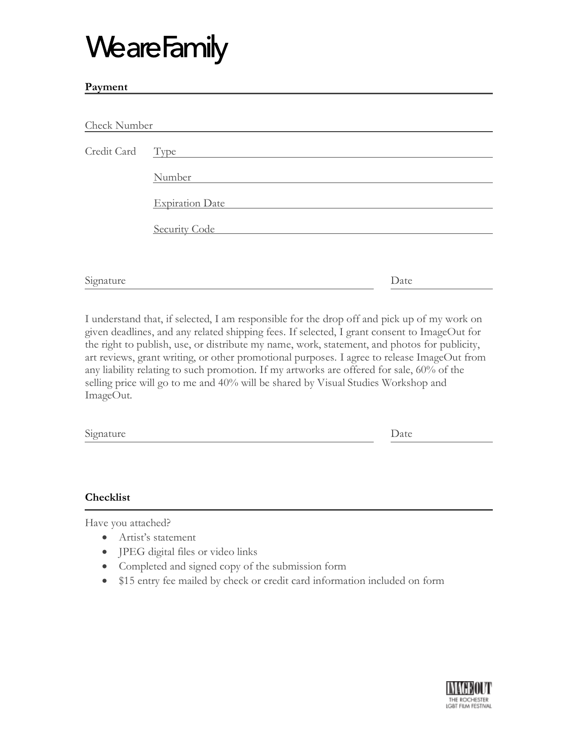# We are Family

**Payment**

Check Number \_\_\_\_\_\_\_\_\_\_\_\_\_\_\_\_\_\_\_\_\_\_\_\_\_\_\_\_\_\_\_\_\_\_\_\_\_\_\_\_\_\_\_\_\_\_\_\_\_\_

Credit Card

- Type \_\_\_\_\_\_\_\_\_\_\_\_\_\_\_\_\_\_\_\_\_\_\_\_\_\_\_\_\_\_\_\_\_\_\_\_\_\_\_\_\_\_\_\_
- Number \_\_\_\_\_\_\_\_\_\_\_\_\_\_\_\_\_\_\_\_\_\_\_\_\_\_\_\_\_\_\_\_\_\_\_\_\_\_\_\_\_\_
- Expiration Date \_\_\_\_\_\_\_\_\_\_\_\_\_\_\_\_\_\_\_\_\_\_\_\_\_\_\_\_\_\_\_\_\_\_\_\_
- Security Code \_\_\_\_\_\_\_\_\_\_\_\_\_\_\_\_\_\_\_\_\_\_\_\_\_\_\_\_\_\_\_\_\_\_\_\_\_

Signature \_\_\_\_\_\_\_\_\_\_\_\_\_\_\_\_\_\_\_\_\_\_\_\_\_\_\_\_\_\_\_\_\_\_\_\_ Date \_\_\_\_\_\_\_\_\_\_\_\_

I understand that, if selected, I am responsible for the drop off and pick up of my work on given deadlines, and any related shipping fees. If selected, I grant consent to ImageOut for the right to publish, use, or distribute my name, work, statement, and photos for publicity, art reviews, grant writing, or other promotional purposes. I agree to release ImageOut from any liability relating to such promotion. If my artworks are offered for sale, 60% of the selling price will go to me and 40% will be shared by Visual Studies Workshop and ImageOut.

Signature \_\_\_\_\_\_\_\_\_\_\_\_\_\_\_\_\_\_\_\_\_\_\_\_\_\_\_\_\_\_\_\_\_\_\_\_ Date \_\_\_\_\_\_\_\_\_\_\_\_

**Checklist**

Have you attached?

- Artist's statement
- JPEG digital files or video links
- Completed and signed copy of the submission form
- $15 entry fee mailed by check or credit card information included on form

IMAGEOUT
THE ROCHESTER
LGBT FILM FESTIVAL